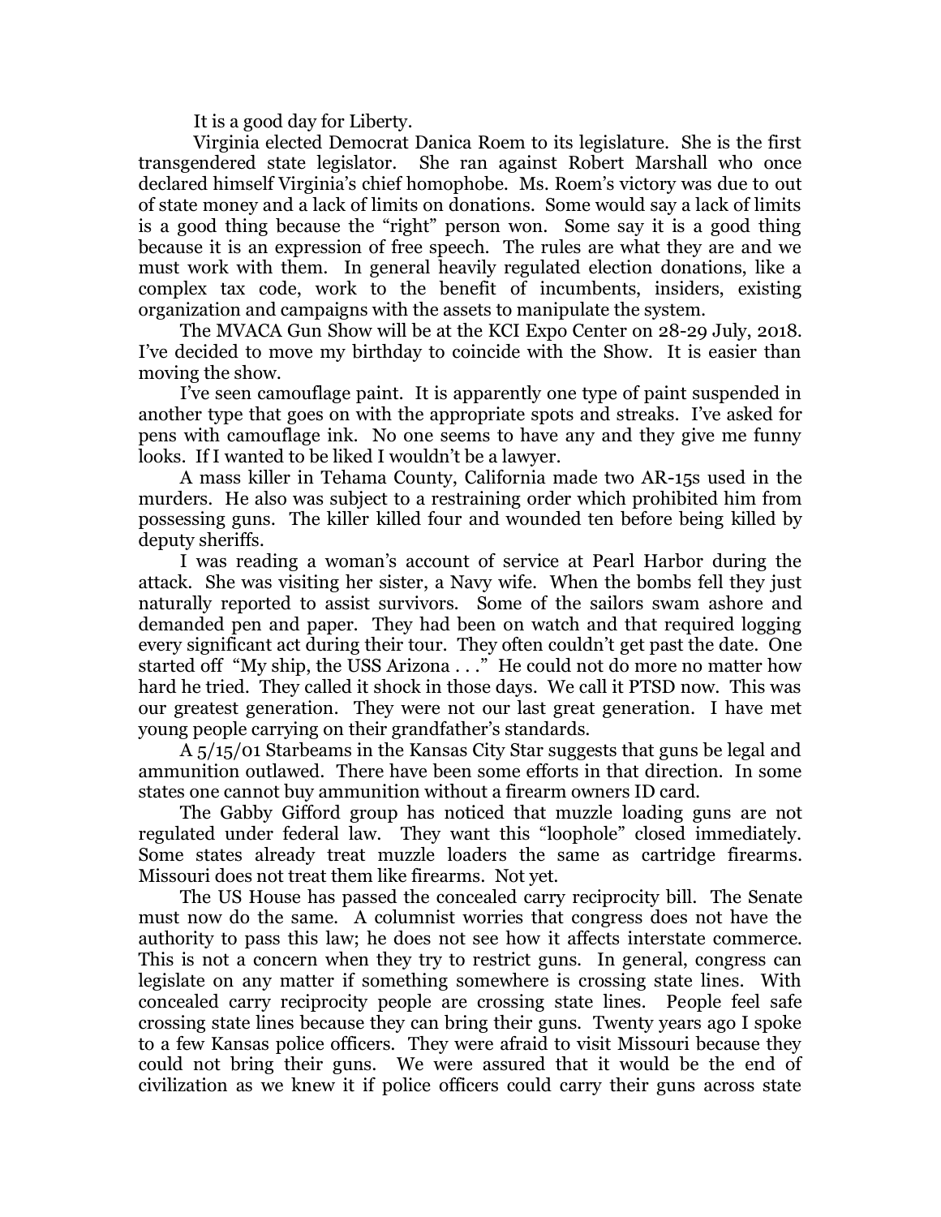It is a good day for Liberty.

Virginia elected Democrat Danica Roem to its legislature. She is the first transgendered state legislator. She ran against Robert Marshall who once declared himself Virginia's chief homophobe. Ms. Roem's victory was due to out of state money and a lack of limits on donations. Some would say a lack of limits is a good thing because the "right" person won. Some say it is a good thing because it is an expression of free speech. The rules are what they are and we must work with them. In general heavily regulated election donations, like a complex tax code, work to the benefit of incumbents, insiders, existing organization and campaigns with the assets to manipulate the system.

The MVACA Gun Show will be at the KCI Expo Center on 28-29 July, 2018. I've decided to move my birthday to coincide with the Show. It is easier than moving the show.

I've seen camouflage paint. It is apparently one type of paint suspended in another type that goes on with the appropriate spots and streaks. I've asked for pens with camouflage ink. No one seems to have any and they give me funny looks. If I wanted to be liked I wouldn't be a lawyer.

A mass killer in Tehama County, California made two AR-15s used in the murders. He also was subject to a restraining order which prohibited him from possessing guns. The killer killed four and wounded ten before being killed by deputy sheriffs.

I was reading a woman's account of service at Pearl Harbor during the attack. She was visiting her sister, a Navy wife. When the bombs fell they just naturally reported to assist survivors. Some of the sailors swam ashore and demanded pen and paper. They had been on watch and that required logging every significant act during their tour. They often couldn't get past the date. One started off "My ship, the USS Arizona . . ." He could not do more no matter how hard he tried. They called it shock in those days. We call it PTSD now. This was our greatest generation. They were not our last great generation. I have met young people carrying on their grandfather's standards.

A 5/15/01 Starbeams in the Kansas City Star suggests that guns be legal and ammunition outlawed. There have been some efforts in that direction. In some states one cannot buy ammunition without a firearm owners ID card.

The Gabby Gifford group has noticed that muzzle loading guns are not regulated under federal law. They want this "loophole" closed immediately. Some states already treat muzzle loaders the same as cartridge firearms. Missouri does not treat them like firearms. Not yet.

The US House has passed the concealed carry reciprocity bill. The Senate must now do the same. A columnist worries that congress does not have the authority to pass this law; he does not see how it affects interstate commerce. This is not a concern when they try to restrict guns. In general, congress can legislate on any matter if something somewhere is crossing state lines. With concealed carry reciprocity people are crossing state lines. People feel safe crossing state lines because they can bring their guns. Twenty years ago I spoke to a few Kansas police officers. They were afraid to visit Missouri because they could not bring their guns. We were assured that it would be the end of civilization as we knew it if police officers could carry their guns across state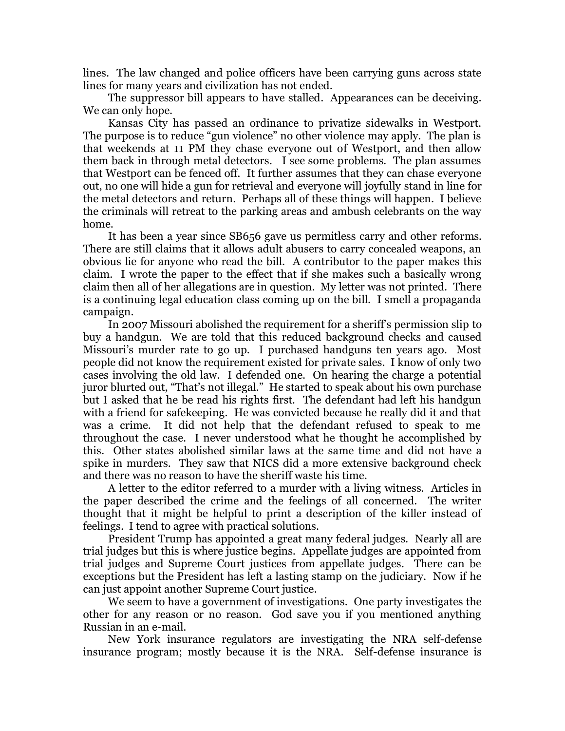lines. The law changed and police officers have been carrying guns across state lines for many years and civilization has not ended.

The suppressor bill appears to have stalled. Appearances can be deceiving. We can only hope.

Kansas City has passed an ordinance to privatize sidewalks in Westport. The purpose is to reduce "gun violence" no other violence may apply. The plan is that weekends at 11 PM they chase everyone out of Westport, and then allow them back in through metal detectors. I see some problems. The plan assumes that Westport can be fenced off. It further assumes that they can chase everyone out, no one will hide a gun for retrieval and everyone will joyfully stand in line for the metal detectors and return. Perhaps all of these things will happen. I believe the criminals will retreat to the parking areas and ambush celebrants on the way home.

It has been a year since SB656 gave us permitless carry and other reforms. There are still claims that it allows adult abusers to carry concealed weapons, an obvious lie for anyone who read the bill. A contributor to the paper makes this claim. I wrote the paper to the effect that if she makes such a basically wrong claim then all of her allegations are in question. My letter was not printed. There is a continuing legal education class coming up on the bill. I smell a propaganda campaign.

In 2007 Missouri abolished the requirement for a sheriff's permission slip to buy a handgun. We are told that this reduced background checks and caused Missouri's murder rate to go up. I purchased handguns ten years ago. Most people did not know the requirement existed for private sales. I know of only two cases involving the old law. I defended one. On hearing the charge a potential juror blurted out, "That's not illegal." He started to speak about his own purchase but I asked that he be read his rights first. The defendant had left his handgun with a friend for safekeeping. He was convicted because he really did it and that was a crime. It did not help that the defendant refused to speak to me throughout the case. I never understood what he thought he accomplished by this. Other states abolished similar laws at the same time and did not have a spike in murders. They saw that NICS did a more extensive background check and there was no reason to have the sheriff waste his time.

A letter to the editor referred to a murder with a living witness. Articles in the paper described the crime and the feelings of all concerned. The writer thought that it might be helpful to print a description of the killer instead of feelings. I tend to agree with practical solutions.

President Trump has appointed a great many federal judges. Nearly all are trial judges but this is where justice begins. Appellate judges are appointed from trial judges and Supreme Court justices from appellate judges. There can be exceptions but the President has left a lasting stamp on the judiciary. Now if he can just appoint another Supreme Court justice.

We seem to have a government of investigations. One party investigates the other for any reason or no reason. God save you if you mentioned anything Russian in an e-mail.

New York insurance regulators are investigating the NRA self-defense insurance program; mostly because it is the NRA. Self-defense insurance is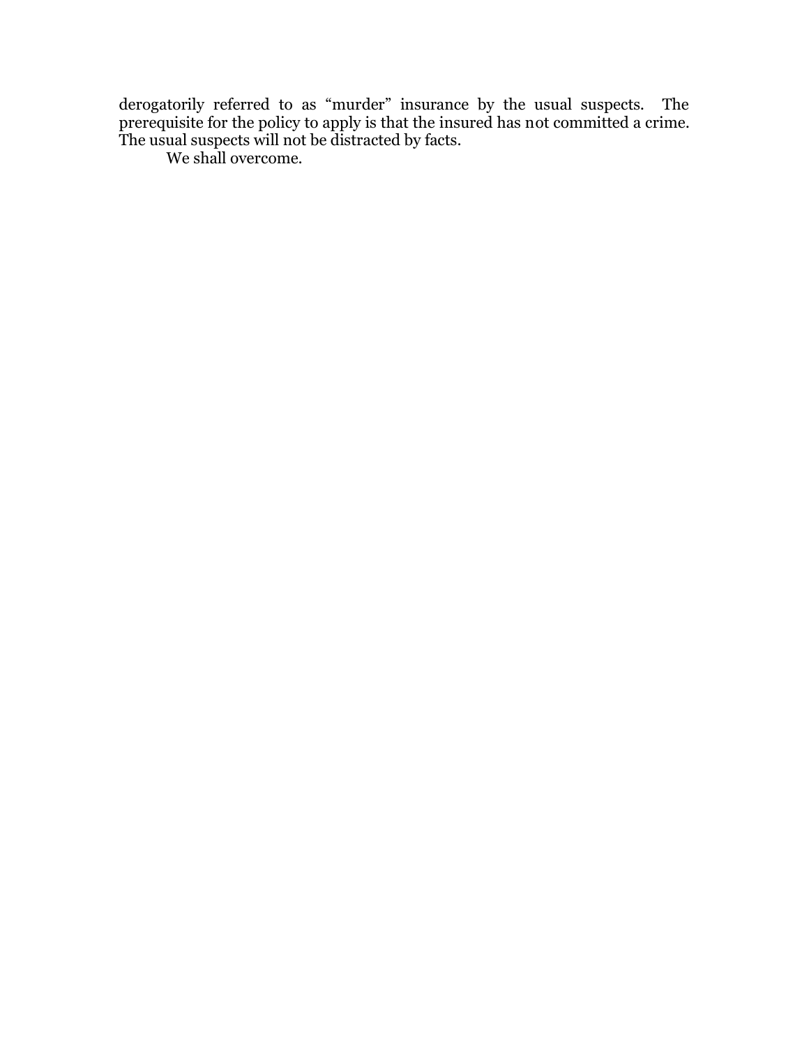derogatorily referred to as “murder” insurance by the usual suspects. The prerequisite for the policy to apply is that the insured has not committed a crime. The usual suspects will not be distracted by facts.

We shall overcome.